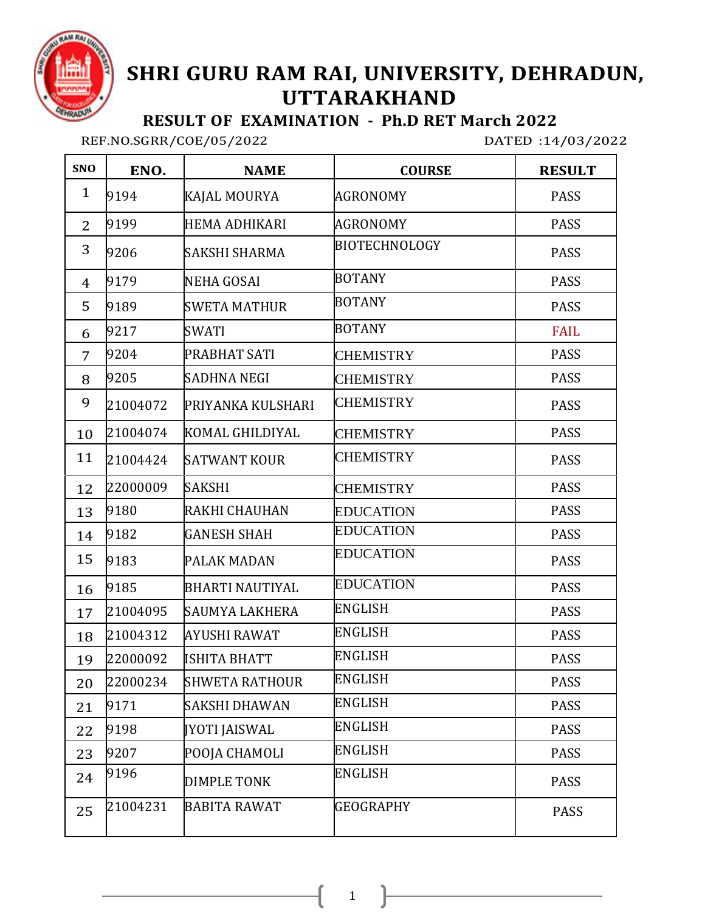# SHRI GURU RAM RAI, UNIVERSITY, DEHRADUN, UTTARAKHAND

## RESULT OF EXAMINATION - Ph.D RET March 2022

REF.NO.SGRR/COE/05/2022 DATED :14/03/2022

| SNO | ENO. | NAME | COURSE | RESULT |
|---|---|---|---|---|
| 1 | 9194 | KAJAL MOURYA | AGRONOMY | PASS |
| 2 | 9199 | HEMA ADHIKARI | AGRONOMY | PASS |
| 3 | 9206 | SAKSHI SHARMA | BIOTECHNOLOGY | PASS |
| 4 | 9179 | NEHA GOSAI | BOTANY | PASS |
| 5 | 9189 | SWETA MATHUR | BOTANY | PASS |
| 6 | 9217 | SWATI | BOTANY | FAIL |
| 7 | 9204 | PRABHAT SATI | CHEMISTRY | PASS |
| 8 | 9205 | SADHNA NEGI | CHEMISTRY | PASS |
| 9 | 21004072 | PRIYANKA KULSHARI | CHEMISTRY | PASS |
| 10 | 21004074 | KOMAL GHILDIYAL | CHEMISTRY | PASS |
| 11 | 21004424 | SATWANT KOUR | CHEMISTRY | PASS |
| 12 | 22000009 | SAKSHI | CHEMISTRY | PASS |
| 13 | 9180 | RAKHI CHAUHAN | EDUCATION | PASS |
| 14 | 9182 | GANESH SHAH | EDUCATION | PASS |
| 15 | 9183 | PALAK MADAN | EDUCATION | PASS |
| 16 | 9185 | BHARTI NAUTIYAL | EDUCATION | PASS |
| 17 | 21004095 | SAUMYA LAKHERA | ENGLISH | PASS |
| 18 | 21004312 | AYUSHI RAWAT | ENGLISH | PASS |
| 19 | 22000092 | ISHITA BHATT | ENGLISH | PASS |
| 20 | 22000234 | SHWETA RATHOUR | ENGLISH | PASS |
| 21 | 9171 | SAKSHI DHAWAN | ENGLISH | PASS |
| 22 | 9198 | JYOTI JAISWAL | ENGLISH | PASS |
| 23 | 9207 | POOJA CHAMOLI | ENGLISH | PASS |
| 24 | 9196 | DIMPLE TONK | ENGLISH | PASS |
| 25 | 21004231 | BABITA RAWAT | GEOGRAPHY | PASS |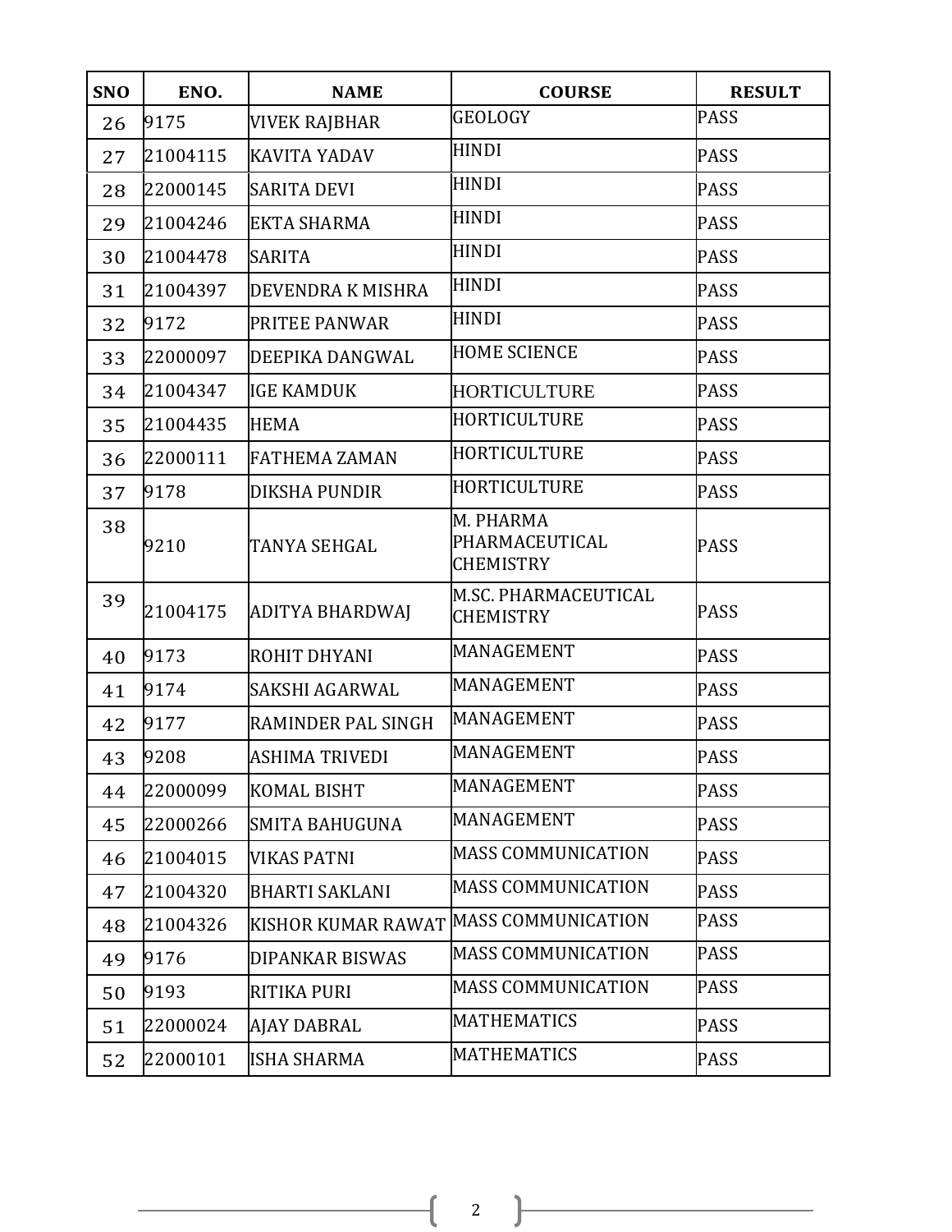| SNO | ENO. | NAME | COURSE | RESULT |
|---|---|---|---|---|
| 26 | 9175 | VIVEK RAJBHAR | GEOLOGY | PASS |
| 27 | 21004115 | KAVITA YADAV | HINDI | PASS |
| 28 | 22000145 | SARITA DEVI | HINDI | PASS |
| 29 | 21004246 | EKTA SHARMA | HINDI | PASS |
| 30 | 21004478 | SARITA | HINDI | PASS |
| 31 | 21004397 | DEVENDRA K MISHRA | HINDI | PASS |
| 32 | 9172 | PRITEE PANWAR | HINDI | PASS |
| 33 | 22000097 | DEEPIKA DANGWAL | HOME SCIENCE | PASS |
| 34 | 21004347 | IGE KAMDUK | HORTICULTURE | PASS |
| 35 | 21004435 | HEMA | HORTICULTURE | PASS |
| 36 | 22000111 | FATHEMA ZAMAN | HORTICULTURE | PASS |
| 37 | 9178 | DIKSHA PUNDIR | HORTICULTURE | PASS |
| 38 | 9210 | TANYA SEHGAL | M. PHARMA PHARMACEUTICAL CHEMISTRY | PASS |
| 39 | 21004175 | ADITYA BHARDWAJ | M.SC. PHARMACEUTICAL CHEMISTRY | PASS |
| 40 | 9173 | ROHIT DHYANI | MANAGEMENT | PASS |
| 41 | 9174 | SAKSHI AGARWAL | MANAGEMENT | PASS |
| 42 | 9177 | RAMINDER PAL SINGH | MANAGEMENT | PASS |
| 43 | 9208 | ASHIMA TRIVEDI | MANAGEMENT | PASS |
| 44 | 22000099 | KOMAL BISHT | MANAGEMENT | PASS |
| 45 | 22000266 | SMITA BAHUGUNA | MANAGEMENT | PASS |
| 46 | 21004015 | VIKAS PATNI | MASS COMMUNICATION | PASS |
| 47 | 21004320 | BHARTI SAKLANI | MASS COMMUNICATION | PASS |
| 48 | 21004326 | KISHOR KUMAR RAWAT | MASS COMMUNICATION | PASS |
| 49 | 9176 | DIPANKAR BISWAS | MASS COMMUNICATION | PASS |
| 50 | 9193 | RITIKA PURI | MASS COMMUNICATION | PASS |
| 51 | 22000024 | AJAY DABRAL | MATHEMATICS | PASS |
| 52 | 22000101 | ISHA SHARMA | MATHEMATICS | PASS |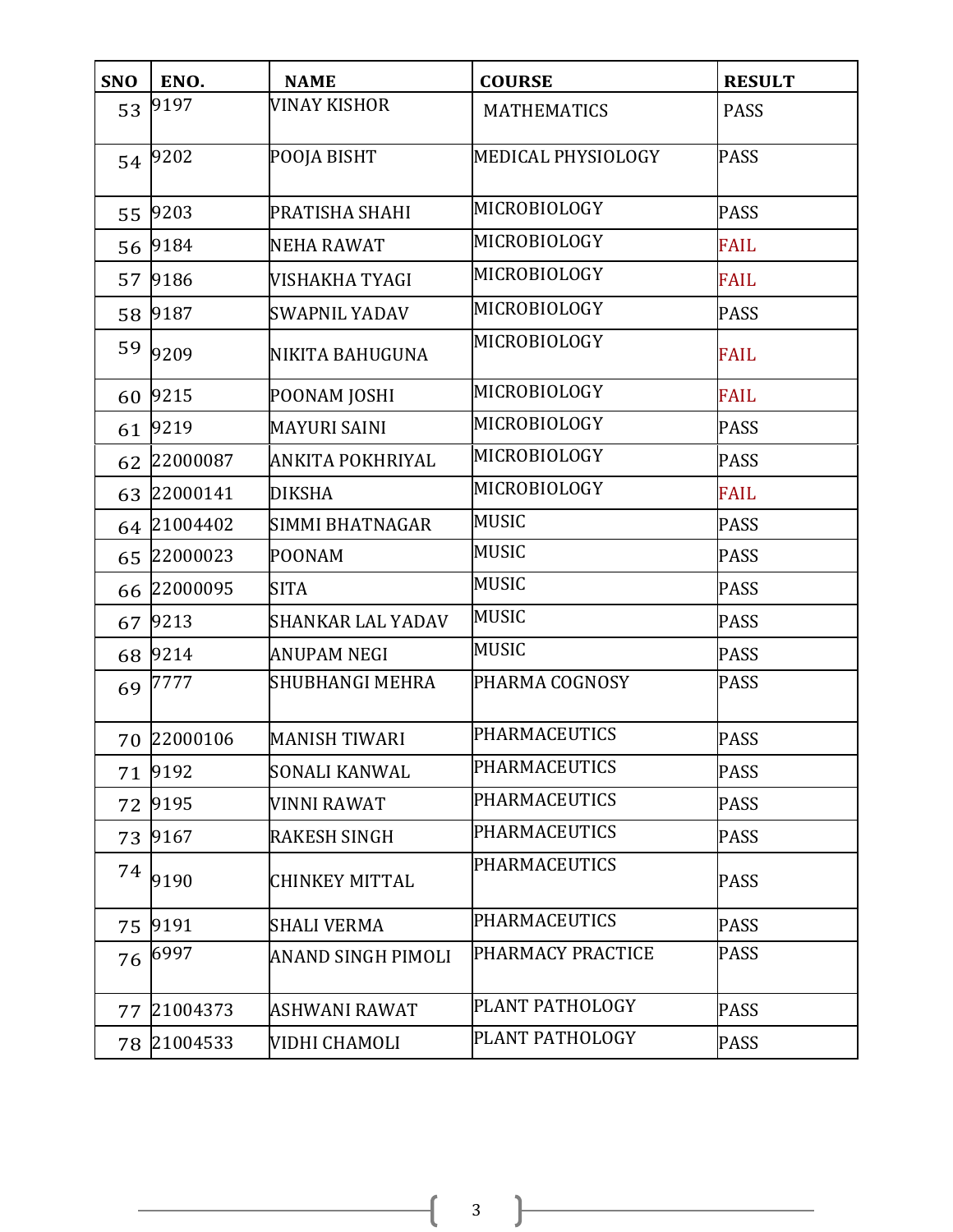| SNO | ENO. | NAME | COURSE | RESULT |
|---|---|---|---|---|
| 53 | 9197 | VINAY KISHOR | MATHEMATICS | PASS |
| 54 | 9202 | POOJA BISHT | MEDICAL PHYSIOLOGY | PASS |
| 55 | 9203 | PRATISHA SHAHI | MICROBIOLOGY | PASS |
| 56 | 9184 | NEHA RAWAT | MICROBIOLOGY | FAIL |
| 57 | 9186 | VISHAKHA TYAGI | MICROBIOLOGY | FAIL |
| 58 | 9187 | SWAPNIL YADAV | MICROBIOLOGY | PASS |
| 59 | 9209 | NIKITA BAHUGUNA | MICROBIOLOGY | FAIL |
| 60 | 9215 | POONAM JOSHI | MICROBIOLOGY | FAIL |
| 61 | 9219 | MAYURI SAINI | MICROBIOLOGY | PASS |
| 62 | 22000087 | ANKITA POKHRIYAL | MICROBIOLOGY | PASS |
| 63 | 22000141 | DIKSHA | MICROBIOLOGY | FAIL |
| 64 | 21004402 | SIMMI BHATNAGAR | MUSIC | PASS |
| 65 | 22000023 | POONAM | MUSIC | PASS |
| 66 | 22000095 | SITA | MUSIC | PASS |
| 67 | 9213 | SHANKAR LAL YADAV | MUSIC | PASS |
| 68 | 9214 | ANUPAM NEGI | MUSIC | PASS |
| 69 | 7777 | SHUBHANGI MEHRA | PHARMA COGNOSY | PASS |
| 70 | 22000106 | MANISH TIWARI | PHARMACEUTICS | PASS |
| 71 | 9192 | SONALI KANWAL | PHARMACEUTICS | PASS |
| 72 | 9195 | VINNI RAWAT | PHARMACEUTICS | PASS |
| 73 | 9167 | RAKESH SINGH | PHARMACEUTICS | PASS |
| 74 | 9190 | CHINKEY MITTAL | PHARMACEUTICS | PASS |
| 75 | 9191 | SHALI VERMA | PHARMACEUTICS | PASS |
| 76 | 6997 | ANAND SINGH PIMOLI | PHARMACY PRACTICE | PASS |
| 77 | 21004373 | ASHWANI RAWAT | PLANT PATHOLOGY | PASS |
| 78 | 21004533 | VIDHI CHAMOLI | PLANT PATHOLOGY | PASS |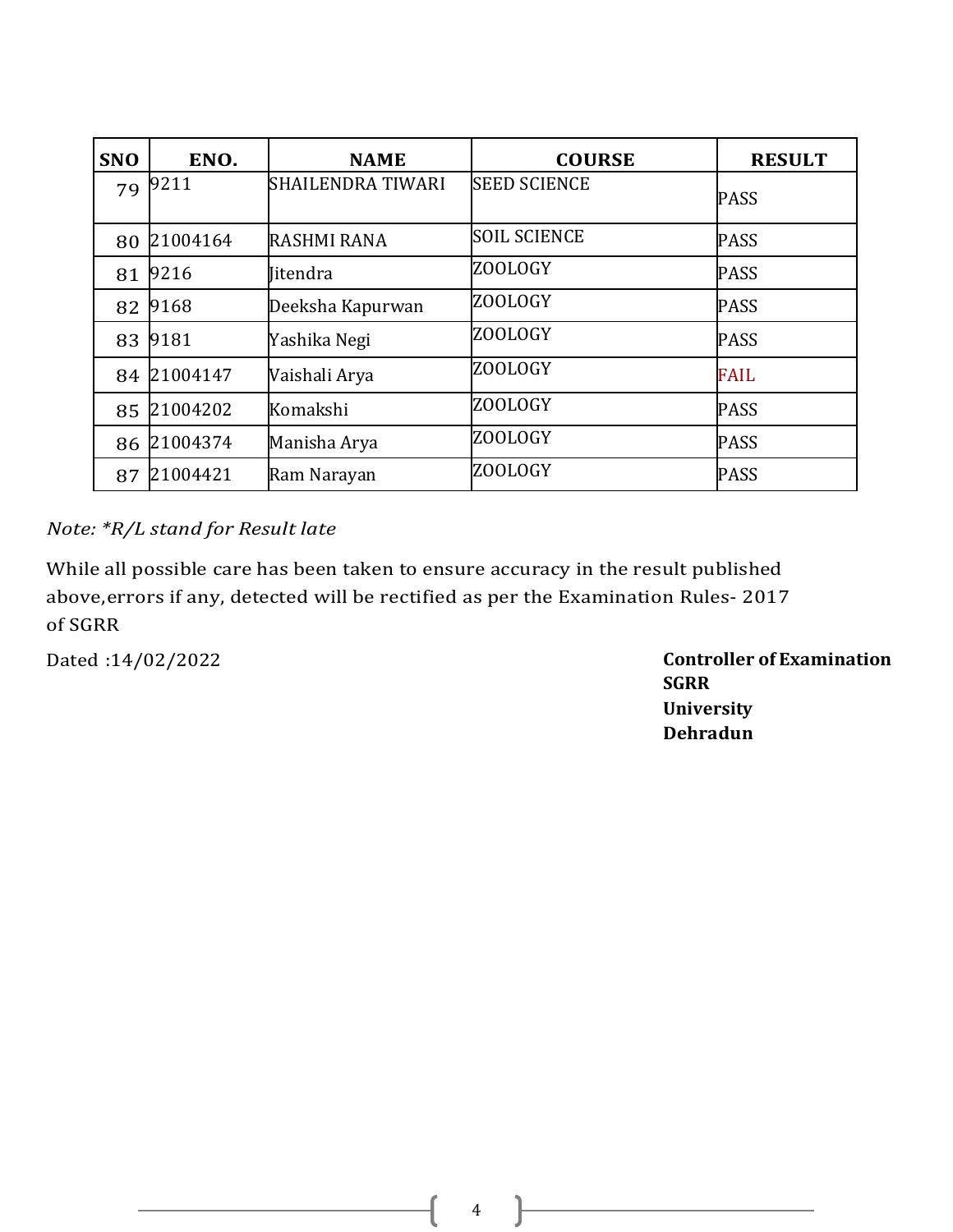| SNO | ENO. | NAME | COURSE | RESULT |
|---|---|---|---|---|
| 79 | 9211 | SHAILENDRA TIWARI | SEED SCIENCE | PASS |
| 80 | 21004164 | RASHMI RANA | SOIL SCIENCE | PASS |
| 81 | 9216 | Jitendra | ZOOLOGY | PASS |
| 82 | 9168 | Deeksha Kapurwan | ZOOLOGY | PASS |
| 83 | 9181 | Yashika Negi | ZOOLOGY | PASS |
| 84 | 21004147 | Vaishali Arya | ZOOLOGY | FAIL |
| 85 | 21004202 | Komakshi | ZOOLOGY | PASS |
| 86 | 21004374 | Manisha Arya | ZOOLOGY | PASS |
| 87 | 21004421 | Ram Narayan | ZOOLOGY | PASS |

*Note: *R/L stand for Result late*

While all possible care has been taken to ensure accuracy in the result published above,errors if any, detected will be rectified as per the Examination Rules- 2017 of SGRR

Dated :14/02/2022

**Controller of Examination**
**SGRR**
**University**
**Dehradun**